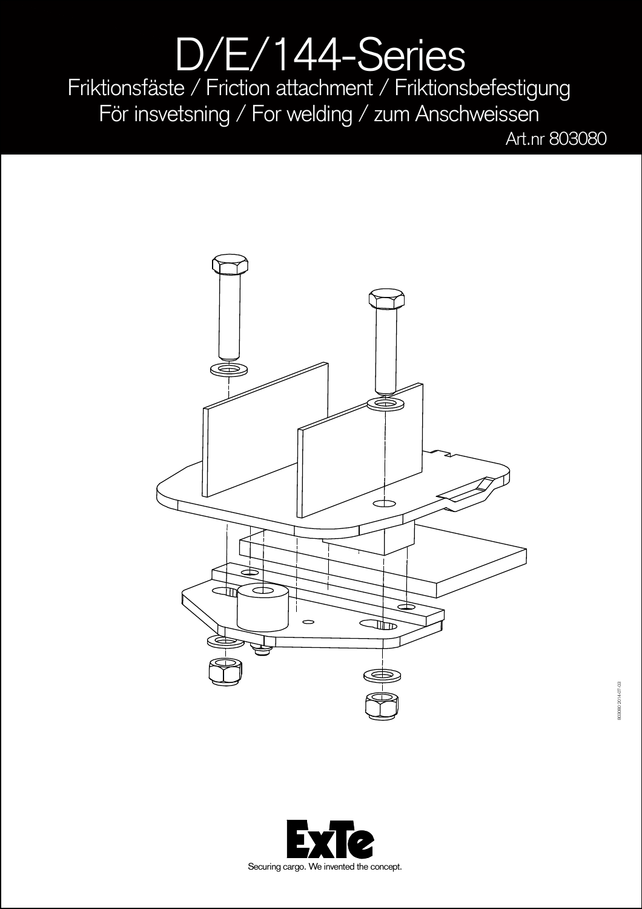# D/E/144-Series

Friktionsfäste / Friction attachment / Friktionsbefestigung

För insvetsning / For welding / zum Anschweissen

Art.nr 803080

803080 2014-07-03

ExTe

Securing cargo. We invented the concept.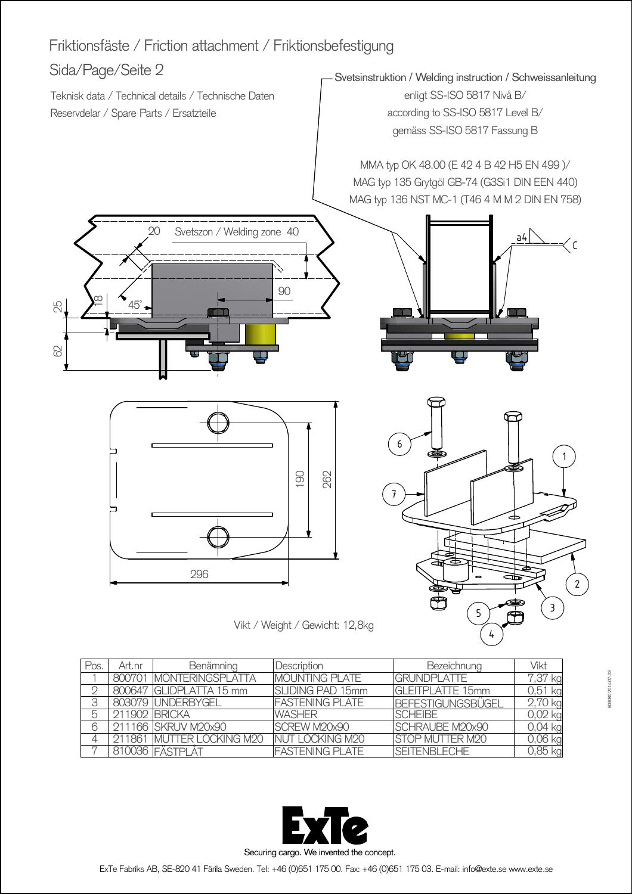# Friktionsfäste / Friction attachment / Friktionsbefestigung

## Sida/Page/Seite 2

Teknisk data / Technical details / Technische Daten

Reservdelar / Spare Parts / Ersatzteile

Svetsinstruktion / Welding instruction / Schweissanleitung

enligt SS-ISO 5817 Nivå B/

according to SS-ISO 5817 Level B/

gemäss SS-ISO 5817 Fassung B

MMA typ OK 48.00 (E 42 4 B 42 H5 EN 499 )/

MAG typ 135 Grytgöl GB-74 (G3Si1 DIN EEN 440)

MAG typ 136 NST MC-1 (T46 4 M M 2 DIN EN 758)

20

Svetszon / Welding zone 40

90

45°

25

18

62

a4

190

262

296

6

7

1

2

3

4

5

Vikt / Weight / Gewicht: 12,8kg

| Pos. | Art.nr | Benämning | Description | Bezeichnung | Vikt |
|---|---|---|---|---|---|
| 1 | 800701 | MONTERINGSPLATTA | MOUNTING PLATE | GRUNDPLATTE | 7,37 kg |
| 2 | 800647 | GLIDPLATTA 15 mm | SLIDING PAD 15mm | GLEITPLATTE 15mm | 0,51 kg |
| 3 | 803079 | UNDERBYGEL | FASTENING PLATE | BEFESTIGUNGSBÜGEL | 2,70 kg |
| 5 | 211902 | BRICKA | WASHER | SCHEIBE | 0,02 kg |
| 6 | 211166 | SKRUV M20x90 | SCREW M20x90 | SCHRAUBE M20x90 | 0,04 kg |
| 4 | 211861 | MUTTER LOCKING M20 | NUT LOCKING M20 | STOP MUTTER M20 | 0,06 kg |
| 7 | 810036 | FÄSTPLÅT | FASTENING PLATE | SEITENBLECHE | 0,85 kg |

ExTe

Securing cargo. We invented the concept.

ExTe Fabriks AB, SE-820 41 Färila Sweden. Tel: +46 (0)651 175 00. Fax: +46 (0)651 175 03. E-mail: info@exte.se www.exte.se